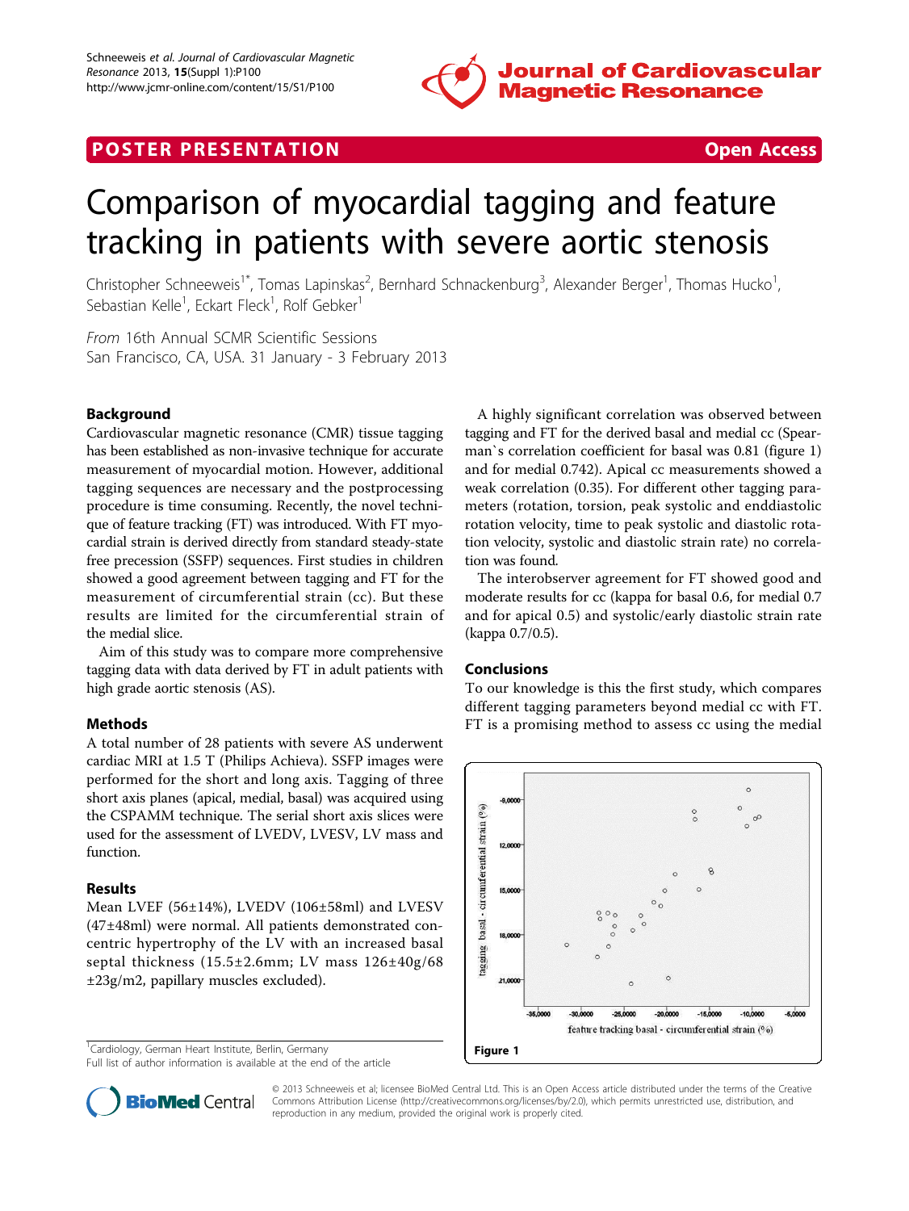POSTER PRESENTATION

Open Access

# Comparison of myocardial tagging and feature tracking in patients with severe aortic stenosis

Christopher Schneeweis[1*], Tomas Lapinskas[2], Bernhard Schnackenburg[3], Alexander Berger[1], Thomas Hucko[1], Sebastian Kelle[1], Eckart Fleck[1], Rolf Gebker[1]

*From* 16th Annual SCMR Scientific Sessions
San Francisco, CA, USA. 31 January - 3 February 2013

## Background

Cardiovascular magnetic resonance (CMR) tissue tagging has been established as non-invasive technique for accurate measurement of myocardial motion. However, additional tagging sequences are necessary and the postprocessing procedure is time consuming. Recently, the novel technique of feature tracking (FT) was introduced. With FT myocardial strain is derived directly from standard steady-state free precession (SSFP) sequences. First studies in children showed a good agreement between tagging and FT for the measurement of circumferential strain (cc). But these results are limited for the circumferential strain of the medial slice.

Aim of this study was to compare more comprehensive tagging data with data derived by FT in adult patients with high grade aortic stenosis (AS).

## Methods

A total number of 28 patients with severe AS underwent cardiac MRI at 1.5 T (Philips Achieva). SSFP images were performed for the short and long axis. Tagging of three short axis planes (apical, medial, basal) was acquired using the CSPAMM technique. The serial short axis slices were used for the assessment of LVEDV, LVESV, LV mass and function.

## Results

Mean LVEF (56±14%), LVEDV (106±58ml) and LVESV (47±48ml) were normal. All patients demonstrated concentric hypertrophy of the LV with an increased basal septal thickness (15.5±2.6mm; LV mass 126±40g/68 ±23g/m2, papillary muscles excluded).

A highly significant correlation was observed between tagging and FT for the derived basal and medial cc (Spearman`s correlation coefficient for basal was 0.81 (figure 1) and for medial 0.742). Apical cc measurements showed a weak correlation (0.35). For different other tagging parameters (rotation, torsion, peak systolic and enddiastolic rotation velocity, time to peak systolic and diastolic rotation velocity, systolic and diastolic strain rate) no correlation was found.

The interobserver agreement for FT showed good and moderate results for cc (kappa for basal 0.6, for medial 0.7 and for apical 0.5) and systolic/early diastolic strain rate (kappa 0.7/0.5).

## Conclusions

To our knowledge is this the first study, which compares different tagging parameters beyond medial cc with FT. FT is a promising method to assess cc using the medial

Figure 1

[1]Cardiology, German Heart Institute, Berlin, Germany
Full list of author information is available at the end of the article

© 2013 Schneeweis et al; licensee BioMed Central Ltd. This is an Open Access article distributed under the terms of the Creative Commons Attribution License (http://creativecommons.org/licenses/by/2.0), which permits unrestricted use, distribution, and reproduction in any medium, provided the original work is properly cited.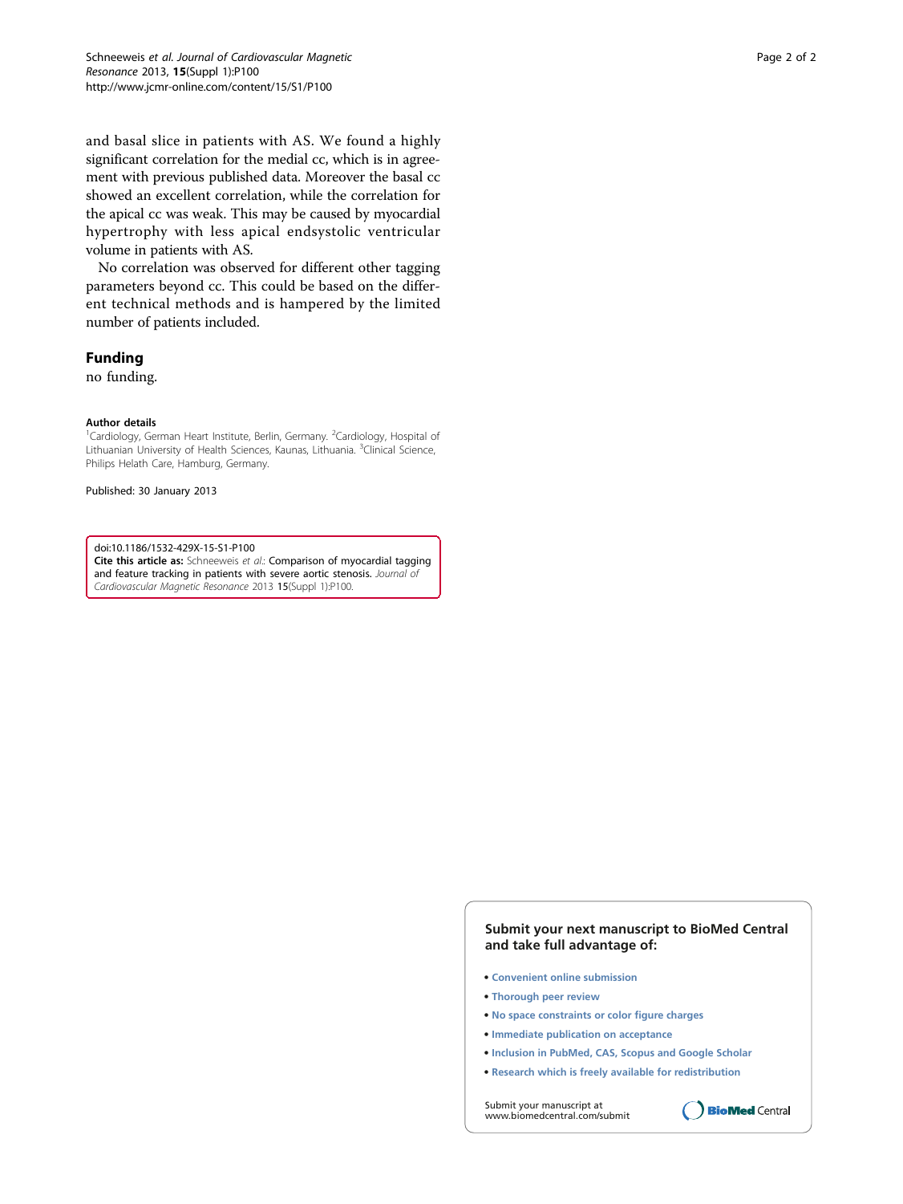and basal slice in patients with AS. We found a highly significant correlation for the medial cc, which is in agreement with previous published data. Moreover the basal cc showed an excellent correlation, while the correlation for the apical cc was weak. This may be caused by myocardial hypertrophy with less apical endsystolic ventricular volume in patients with AS.

No correlation was observed for different other tagging parameters beyond cc. This could be based on the different technical methods and is hampered by the limited number of patients included.

## Funding

no funding.

#### Author details

[1]Cardiology, German Heart Institute, Berlin, Germany. [2]Cardiology, Hospital of Lithuanian University of Health Sciences, Kaunas, Lithuania. [3]Clinical Science, Philips Helath Care, Hamburg, Germany.

Published: 30 January 2013

doi:10.1186/1532-429X-15-S1-P100

**Cite this article as:** Schneeweis *et al.*: Comparison of myocardial tagging and feature tracking in patients with severe aortic stenosis. *Journal of Cardiovascular Magnetic Resonance* 2013 **15**(Suppl 1):P100.

**Submit your next manuscript to BioMed Central and take full advantage of:**

- Convenient online submission
- Thorough peer review
- No space constraints or color figure charges
- Immediate publication on acceptance
- Inclusion in PubMed, CAS, Scopus and Google Scholar
- Research which is freely available for redistribution

Submit your manuscript at www.biomedcentral.com/submit

BioMed Central